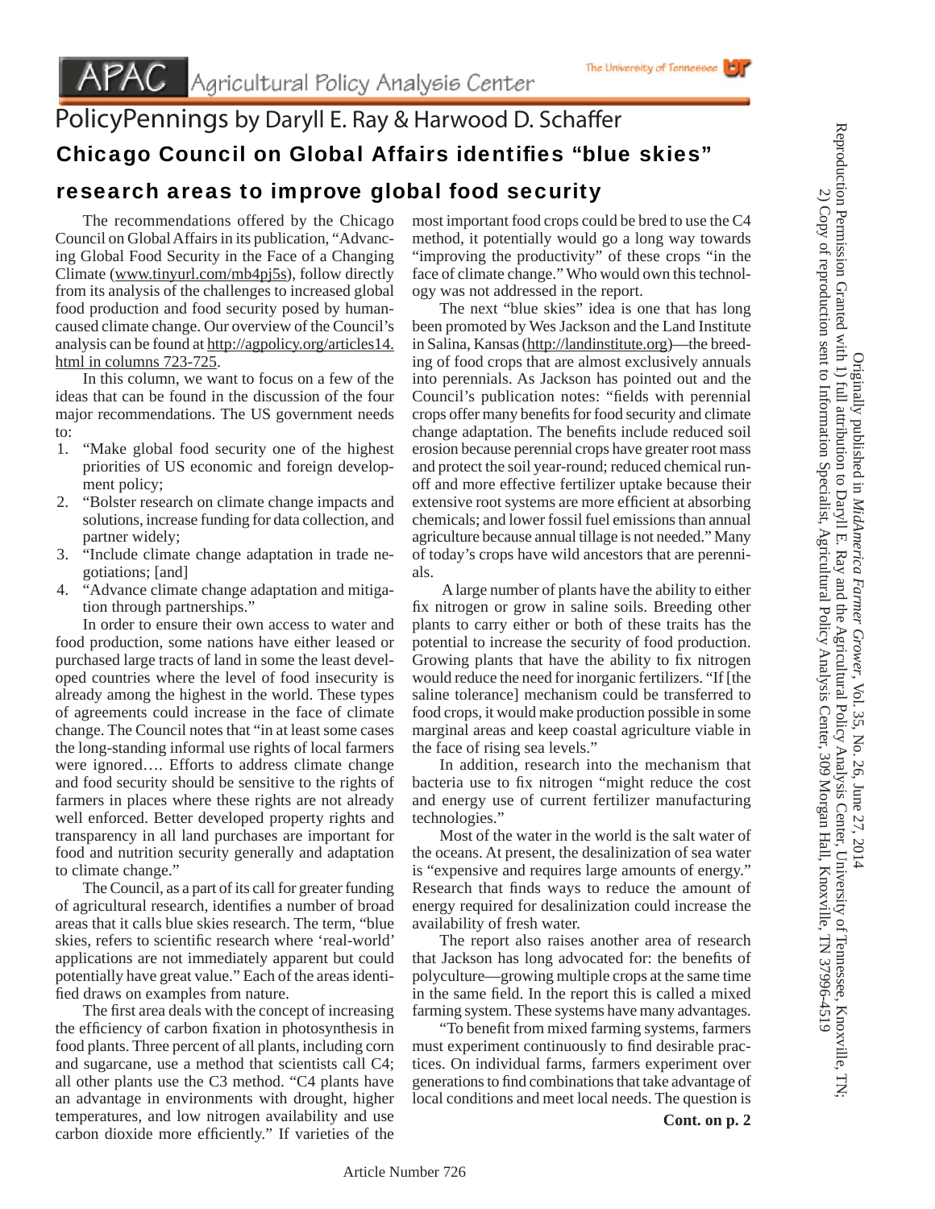APAC Agricultural Policy Analysis Center

The University of Tennessee

# PolicyPennings by Daryll E. Ray & Harwood D. Schaffer

## Chicago Council on Global Affairs identifies "blue skies" research areas to improve global food security

The recommendations offered by the Chicago Council on Global Affairs in its publication, "Advancing Global Food Security in the Face of a Changing Climate (www.tinyurl.com/mb4pj5s), follow directly from its analysis of the challenges to increased global food production and food security posed by human-caused climate change. Our overview of the Council's analysis can be found at http://agpolicy.org/articles14.html in columns 723-725.

In this column, we want to focus on a few of the ideas that can be found in the discussion of the four major recommendations. The US government needs to:

1. "Make global food security one of the highest priorities of US economic and foreign development policy;
2. "Bolster research on climate change impacts and solutions, increase funding for data collection, and partner widely;
3. "Include climate change adaptation in trade negotiations; [and]
4. "Advance climate change adaptation and mitigation through partnerships."

In order to ensure their own access to water and food production, some nations have either leased or purchased large tracts of land in some the least developed countries where the level of food insecurity is already among the highest in the world. These types of agreements could increase in the face of climate change. The Council notes that "in at least some cases the long-standing informal use rights of local farmers were ignored…. Efforts to address climate change and food security should be sensitive to the rights of farmers in places where these rights are not already well enforced. Better developed property rights and transparency in all land purchases are important for food and nutrition security generally and adaptation to climate change."

The Council, as a part of its call for greater funding of agricultural research, identifies a number of broad areas that it calls blue skies research. The term, "blue skies, refers to scientific research where 'real-world' applications are not immediately apparent but could potentially have great value." Each of the areas identified draws on examples from nature.

The first area deals with the concept of increasing the efficiency of carbon fixation in photosynthesis in food plants. Three percent of all plants, including corn and sugarcane, use a method that scientists call C4; all other plants use the C3 method. "C4 plants have an advantage in environments with drought, higher temperatures, and low nitrogen availability and use carbon dioxide more efficiently." If varieties of the most important food crops could be bred to use the C4 method, it potentially would go a long way towards "improving the productivity" of these crops "in the face of climate change." Who would own this technology was not addressed in the report.

The next "blue skies" idea is one that has long been promoted by Wes Jackson and the Land Institute in Salina, Kansas (http://landinstitute.org)—the breeding of food crops that are almost exclusively annuals into perennials. As Jackson has pointed out and the Council's publication notes: "fields with perennial crops offer many benefits for food security and climate change adaptation. The benefits include reduced soil erosion because perennial crops have greater root mass and protect the soil year-round; reduced chemical runoff and more effective fertilizer uptake because their extensive root systems are more efficient at absorbing chemicals; and lower fossil fuel emissions than annual agriculture because annual tillage is not needed." Many of today's crops have wild ancestors that are perennials.

A large number of plants have the ability to either fix nitrogen or grow in saline soils. Breeding other plants to carry either or both of these traits has the potential to increase the security of food production. Growing plants that have the ability to fix nitrogen would reduce the need for inorganic fertilizers. "If [the saline tolerance] mechanism could be transferred to food crops, it would make production possible in some marginal areas and keep coastal agriculture viable in the face of rising sea levels."

In addition, research into the mechanism that bacteria use to fix nitrogen "might reduce the cost and energy use of current fertilizer manufacturing technologies."

Most of the water in the world is the salt water of the oceans. At present, the desalinization of sea water is "expensive and requires large amounts of energy." Research that finds ways to reduce the amount of energy required for desalinization could increase the availability of fresh water.

The report also raises another area of research that Jackson has long advocated for: the benefits of polyculture—growing multiple crops at the same time in the same field. In the report this is called a mixed farming system. These systems have many advantages.

"To benefit from mixed farming systems, farmers must experiment continuously to find desirable practices. On individual farms, farmers experiment over generations to find combinations that take advantage of local conditions and meet local needs. The question is

**Cont. on p. 2**

Originally published in *MidAmerica Farmer Grower*, Vol. 35, No. 26, June 27, 2014
Reproduction Permission Granted with 1) full attribution to Daryll E. Ray and the Agricultural Policy Analysis Center, University of Tennessee, Knoxville, TN;
2) Copy of reproduction sent to Information Specialist, Agricultural Policy Analysis Center, 309 Morgan Hall, Knoxville, TN 37996-4519

Article Number 726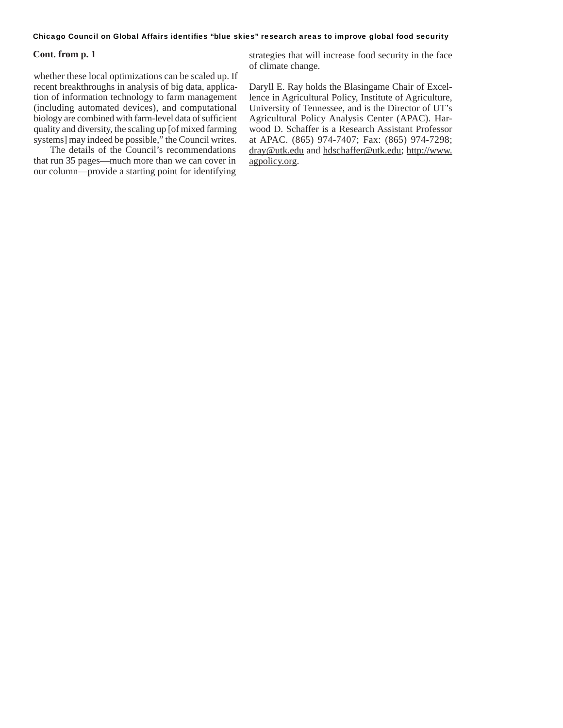**Cont. from p. 1**

whether these local optimizations can be scaled up. If recent breakthroughs in analysis of big data, application of information technology to farm management (including automated devices), and computational biology are combined with farm-level data of sufficient quality and diversity, the scaling up [of mixed farming systems] may indeed be possible," the Council writes.

The details of the Council's recommendations that run 35 pages—much more than we can cover in our column—provide a starting point for identifying strategies that will increase food security in the face of climate change.

Daryll E. Ray holds the Blasingame Chair of Excellence in Agricultural Policy, Institute of Agriculture, University of Tennessee, and is the Director of UT's Agricultural Policy Analysis Center (APAC). Harwood D. Schaffer is a Research Assistant Professor at APAC. (865) 974-7407; Fax: (865) 974-7298; dray@utk.edu and hdschaffer@utk.edu; http://www.agpolicy.org.